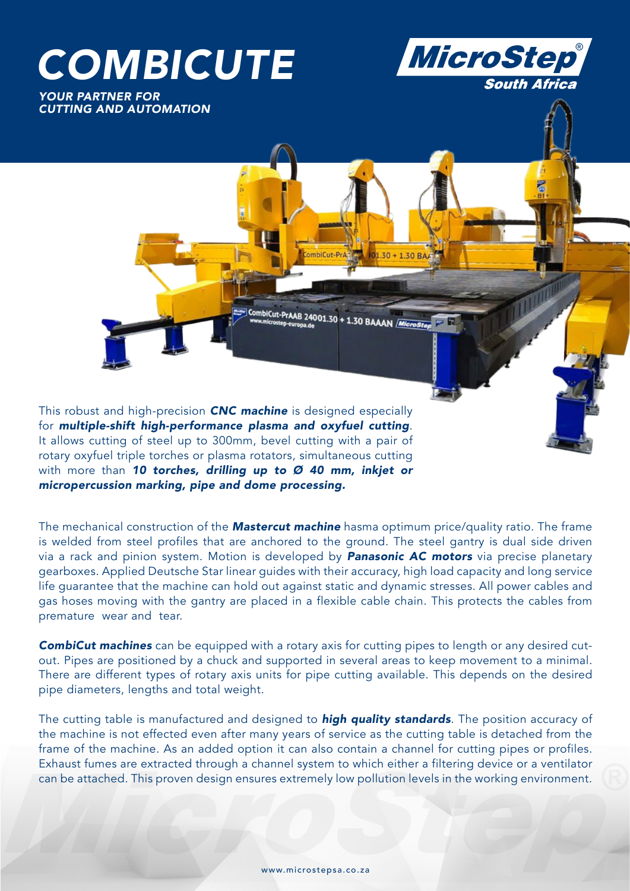# COMBICUTE

*YOUR PARTNER FOR CUTTING AND AUTOMATION*

This robust and high-precision ***CNC machine*** is designed especially for ***multiple-shift high-performance plasma and oxyfuel cutting***. It allows cutting of steel up to 300mm, bevel cutting with a pair of rotary oxyfuel triple torches or plasma rotators, simultaneous cutting with more than ***10 torches, drilling up to Ø 40 mm, inkjet or micropercussion marking, pipe and dome processing.***

The mechanical construction of the ***Mastercut machine*** hasma optimum price/quality ratio. The frame is welded from steel profiles that are anchored to the ground. The steel gantry is dual side driven via a rack and pinion system. Motion is developed by ***Panasonic AC motors*** via precise planetary gearboxes. Applied Deutsche Star linear guides with their accuracy, high load capacity and long service life guarantee that the machine can hold out against static and dynamic stresses. All power cables and gas hoses moving with the gantry are placed in a flexible cable chain. This protects the cables from premature wear and tear.

***CombiCut machines*** can be equipped with a rotary axis for cutting pipes to length or any desired cut-out. Pipes are positioned by a chuck and supported in several areas to keep movement to a minimal. There are different types of rotary axis units for pipe cutting available. This depends on the desired pipe diameters, lengths and total weight.

The cutting table is manufactured and designed to ***high quality standards***. The position accuracy of the machine is not effected even after many years of service as the cutting table is detached from the frame of the machine. As an added option it can also contain a channel for cutting pipes or profiles. Exhaust fumes are extracted through a channel system to which either a filtering device or a ventilator can be attached. This proven design ensures extremely low pollution levels in the working environment.

www.microstepsa.co.za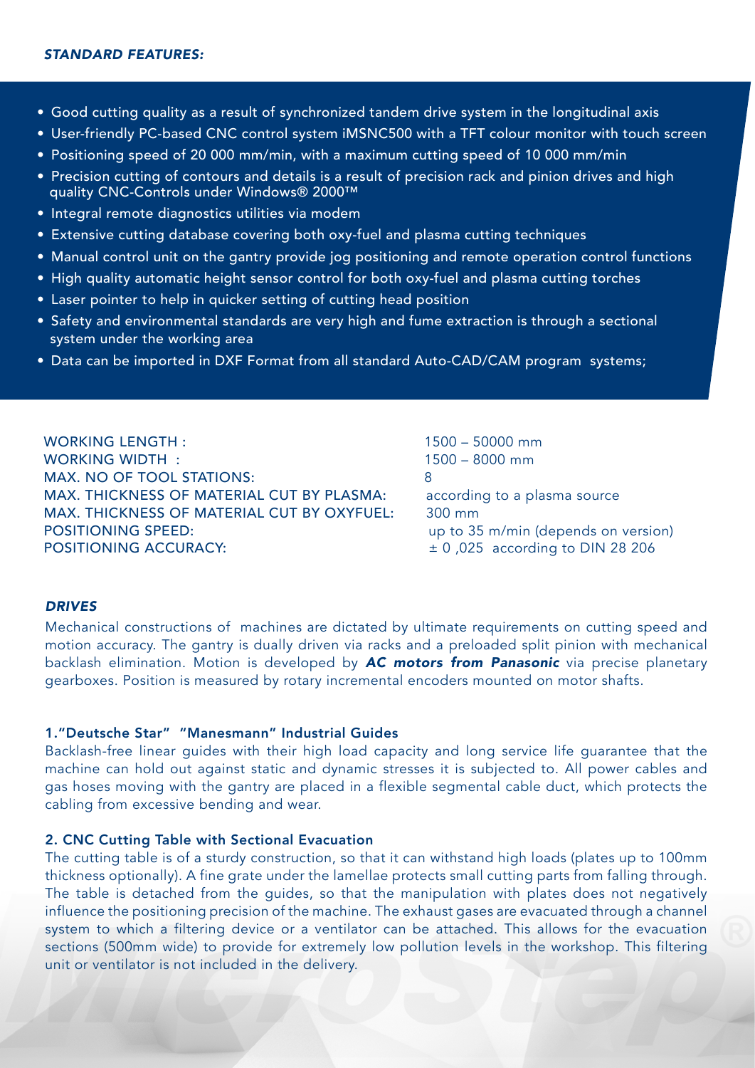*STANDARD FEATURES:*

- Good cutting quality as a result of synchronized tandem drive system in the longitudinal axis
- User-friendly PC-based CNC control system iMSNC500 with a TFT colour monitor with touch screen
- Positioning speed of 20 000 mm/min, with a maximum cutting speed of 10 000 mm/min
- Precision cutting of contours and details is a result of precision rack and pinion drives and high quality CNC-Controls under Windows® 2000™
- Integral remote diagnostics utilities via modem
- Extensive cutting database covering both oxy-fuel and plasma cutting techniques
- Manual control unit on the gantry provide jog positioning and remote operation control functions
- High quality automatic height sensor control for both oxy-fuel and plasma cutting torches
- Laser pointer to help in quicker setting of cutting head position
- Safety and environmental standards are very high and fume extraction is through a sectional system under the working area
- Data can be imported in DXF Format from all standard Auto-CAD/CAM program systems;

| | |
|---|---|
| WORKING LENGTH : | 1500 – 50000 mm |
| WORKING WIDTH : | 1500 – 8000 mm |
| MAX. NO OF TOOL STATIONS: | 8 |
| MAX. THICKNESS OF MATERIAL CUT BY PLASMA: | according to a plasma source |
| MAX. THICKNESS OF MATERIAL CUT BY OXYFUEL: | 300 mm |
| POSITIONING SPEED: | up to 35 m/min (depends on version) |
| POSITIONING ACCURACY: | ± 0 ,025 according to DIN 28 206 |

### *DRIVES*

Mechanical constructions of machines are dictated by ultimate requirements on cutting speed and motion accuracy. The gantry is dually driven via racks and a preloaded split pinion with mechanical backlash elimination. Motion is developed by ***AC motors from Panasonic*** via precise planetary gearboxes. Position is measured by rotary incremental encoders mounted on motor shafts.

#### 1."Deutsche Star" "Manesmann" Industrial Guides

Backlash-free linear guides with their high load capacity and long service life guarantee that the machine can hold out against static and dynamic stresses it is subjected to. All power cables and gas hoses moving with the gantry are placed in a flexible segmental cable duct, which protects the cabling from excessive bending and wear.

#### 2. CNC Cutting Table with Sectional Evacuation

The cutting table is of a sturdy construction, so that it can withstand high loads (plates up to 100mm thickness optionally). A fine grate under the lamellae protects small cutting parts from falling through. The table is detached from the guides, so that the manipulation with plates does not negatively influence the positioning precision of the machine. The exhaust gases are evacuated through a channel system to which a filtering device or a ventilator can be attached. This allows for the evacuation sections (500mm wide) to provide for extremely low pollution levels in the workshop. This filtering unit or ventilator is not included in the delivery.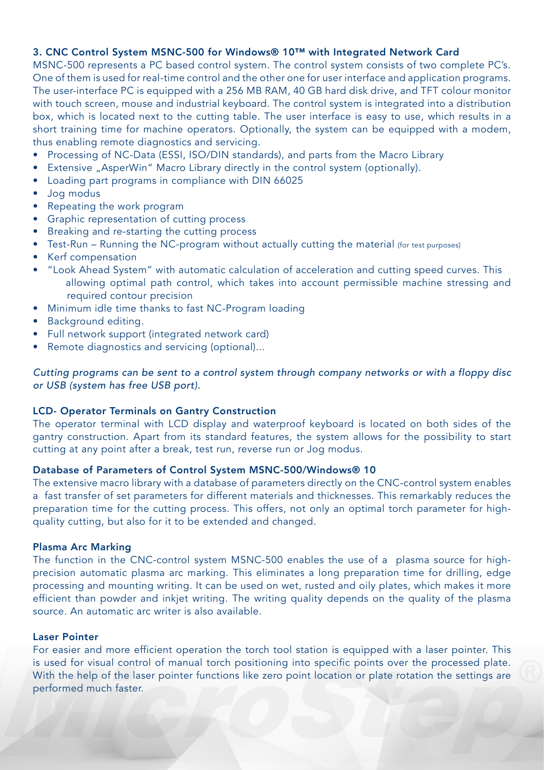### 3. CNC Control System MSNC-500 for Windows® 10™ with Integrated Network Card

MSNC-500 represents a PC based control system. The control system consists of two complete PC's. One of them is used for real-time control and the other one for user interface and application programs. The user-interface PC is equipped with a 256 MB RAM, 40 GB hard disk drive, and TFT colour monitor with touch screen, mouse and industrial keyboard. The control system is integrated into a distribution box, which is located next to the cutting table. The user interface is easy to use, which results in a short training time for machine operators. Optionally, the system can be equipped with a modem, thus enabling remote diagnostics and servicing.

- Processing of NC-Data (ESSI, ISO/DIN standards), and parts from the Macro Library
- Extensive „AsperWin" Macro Library directly in the control system (optionally).
- Loading part programs in compliance with DIN 66025
- Jog modus
- Repeating the work program
- Graphic representation of cutting process
- Breaking and re-starting the cutting process
- Test-Run – Running the NC-program without actually cutting the material (for test purposes)
- Kerf compensation
- "Look Ahead System" with automatic calculation of acceleration and cutting speed curves. This allowing optimal path control, which takes into account permissible machine stressing and required contour precision
- Minimum idle time thanks to fast NC-Program loading
- Background editing.
- Full network support (integrated network card)
- Remote diagnostics and servicing (optional)...

*Cutting programs can be sent to a control system through company networks or with a floppy disc or USB (system has free USB port).*

#### LCD- Operator Terminals on Gantry Construction

The operator terminal with LCD display and waterproof keyboard is located on both sides of the gantry construction. Apart from its standard features, the system allows for the possibility to start cutting at any point after a break, test run, reverse run or Jog modus.

#### Database of Parameters of Control System MSNC-500/Windows® 10

The extensive macro library with a database of parameters directly on the CNC-control system enables a fast transfer of set parameters for different materials and thicknesses. This remarkably reduces the preparation time for the cutting process. This offers, not only an optimal torch parameter for high-quality cutting, but also for it to be extended and changed.

#### Plasma Arc Marking

The function in the CNC-control system MSNC-500 enables the use of a plasma source for high-precision automatic plasma arc marking. This eliminates a long preparation time for drilling, edge processing and mounting writing. It can be used on wet, rusted and oily plates, which makes it more efficient than powder and inkjet writing. The writing quality depends on the quality of the plasma source. An automatic arc writer is also available.

#### Laser Pointer

For easier and more efficient operation the torch tool station is equipped with a laser pointer. This is used for visual control of manual torch positioning into specific points over the processed plate. With the help of the laser pointer functions like zero point location or plate rotation the settings are performed much faster.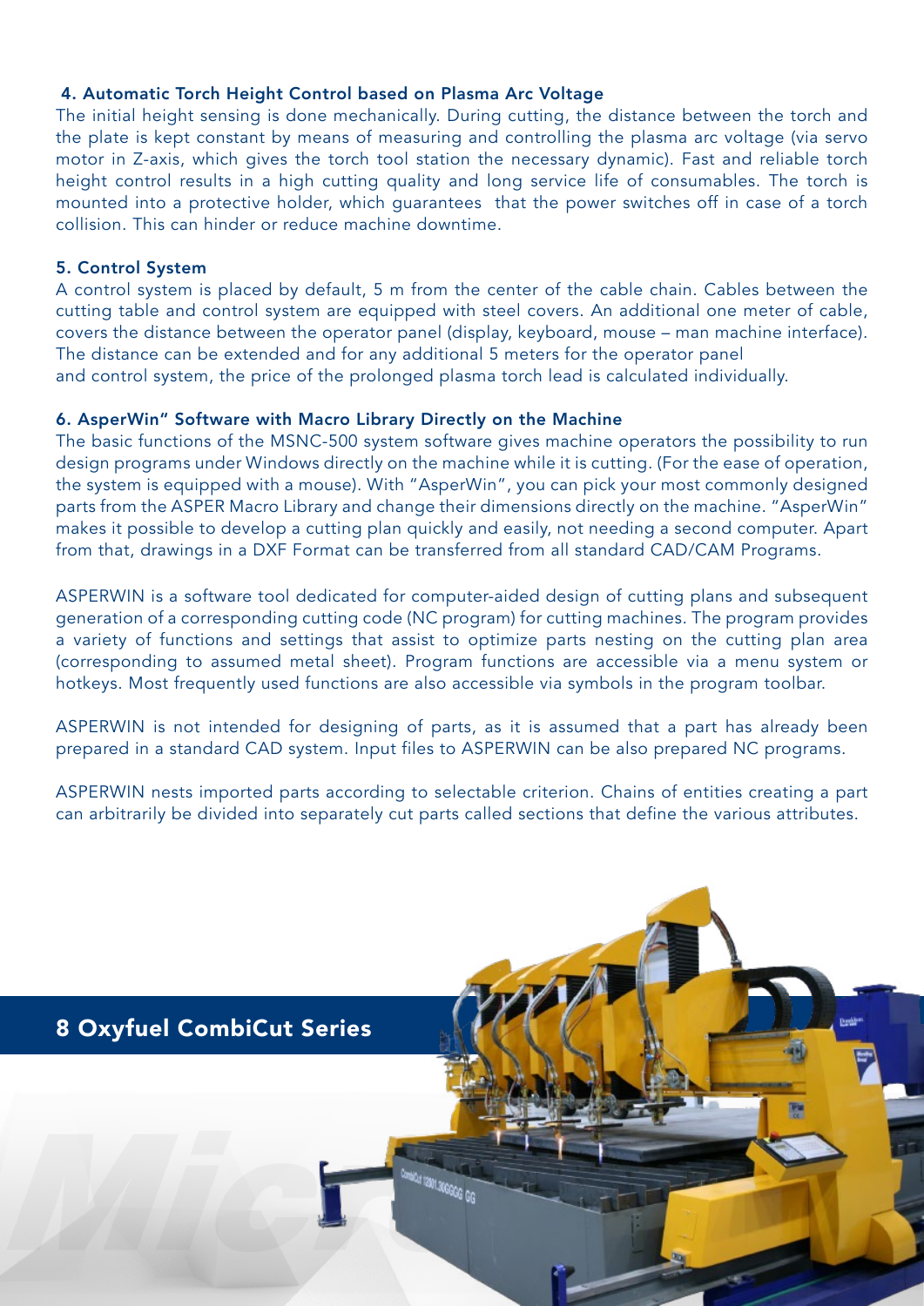#### 4. Automatic Torch Height Control based on Plasma Arc Voltage

The initial height sensing is done mechanically. During cutting, the distance between the torch and the plate is kept constant by means of measuring and controlling the plasma arc voltage (via servo motor in Z-axis, which gives the torch tool station the necessary dynamic). Fast and reliable torch height control results in a high cutting quality and long service life of consumables. The torch is mounted into a protective holder, which guarantees that the power switches off in case of a torch collision. This can hinder or reduce machine downtime.

#### 5. Control System

A control system is placed by default, 5 m from the center of the cable chain. Cables between the cutting table and control system are equipped with steel covers. An additional one meter of cable, covers the distance between the operator panel (display, keyboard, mouse – man machine interface). The distance can be extended and for any additional 5 meters for the operator panel and control system, the price of the prolonged plasma torch lead is calculated individually.

#### 6. AsperWin" Software with Macro Library Directly on the Machine

The basic functions of the MSNC-500 system software gives machine operators the possibility to run design programs under Windows directly on the machine while it is cutting. (For the ease of operation, the system is equipped with a mouse). With "AsperWin", you can pick your most commonly designed parts from the ASPER Macro Library and change their dimensions directly on the machine. "AsperWin" makes it possible to develop a cutting plan quickly and easily, not needing a second computer. Apart from that, drawings in a DXF Format can be transferred from all standard CAD/CAM Programs.

ASPERWIN is a software tool dedicated for computer-aided design of cutting plans and subsequent generation of a corresponding cutting code (NC program) for cutting machines. The program provides a variety of functions and settings that assist to optimize parts nesting on the cutting plan area (corresponding to assumed metal sheet). Program functions are accessible via a menu system or hotkeys. Most frequently used functions are also accessible via symbols in the program toolbar.

ASPERWIN is not intended for designing of parts, as it is assumed that a part has already been prepared in a standard CAD system. Input files to ASPERWIN can be also prepared NC programs.

ASPERWIN nests imported parts according to selectable criterion. Chains of entities creating a part can arbitrarily be divided into separately cut parts called sections that define the various attributes.

## 8 Oxyfuel CombiCut Series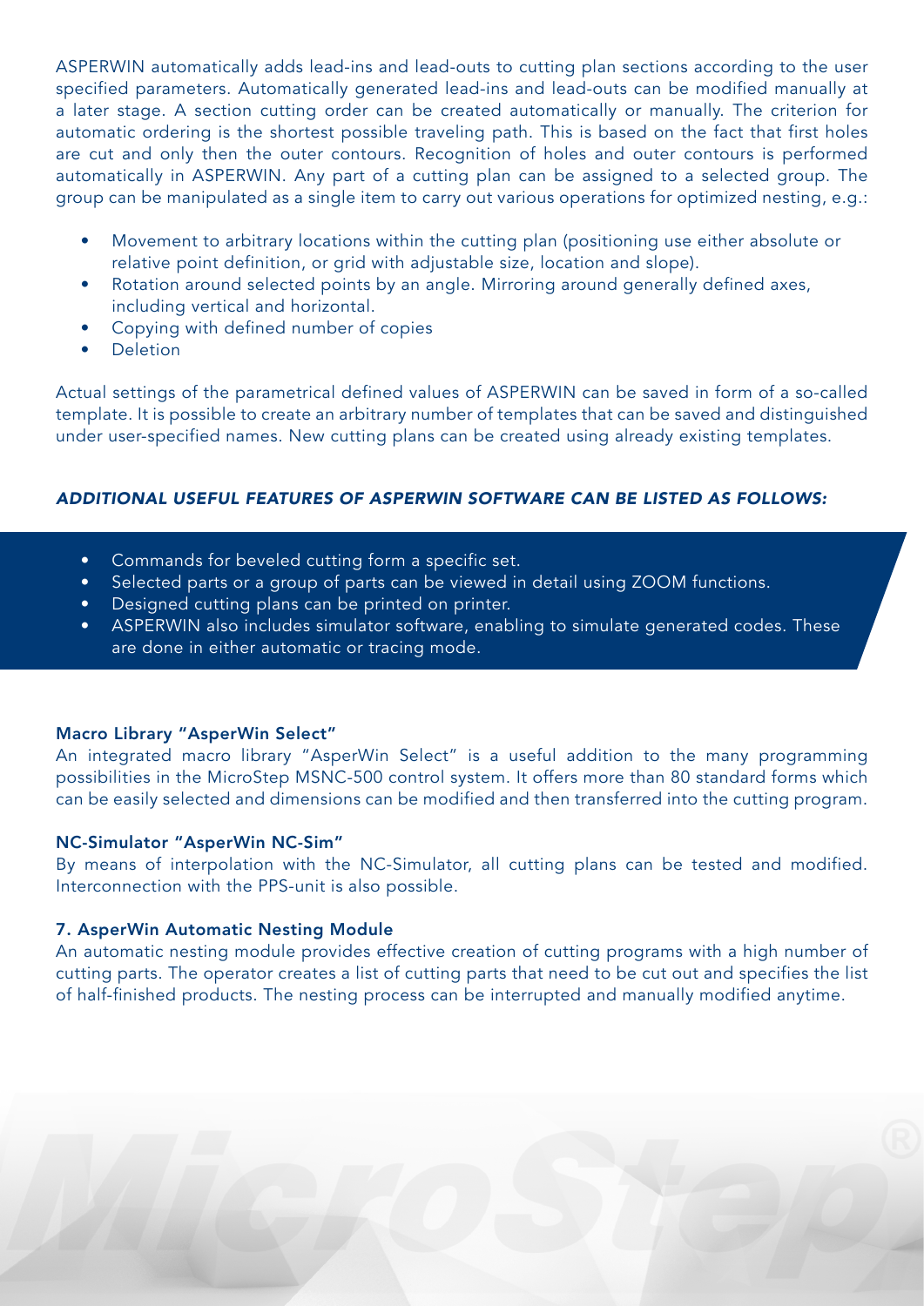ASPERWIN automatically adds lead-ins and lead-outs to cutting plan sections according to the user specified parameters. Automatically generated lead-ins and lead-outs can be modified manually at a later stage. A section cutting order can be created automatically or manually. The criterion for automatic ordering is the shortest possible traveling path. This is based on the fact that first holes are cut and only then the outer contours. Recognition of holes and outer contours is performed automatically in ASPERWIN. Any part of a cutting plan can be assigned to a selected group. The group can be manipulated as a single item to carry out various operations for optimized nesting, e.g.:

- Movement to arbitrary locations within the cutting plan (positioning use either absolute or relative point definition, or grid with adjustable size, location and slope).
- Rotation around selected points by an angle. Mirroring around generally defined axes, including vertical and horizontal.
- Copying with defined number of copies
- Deletion

Actual settings of the parametrical defined values of ASPERWIN can be saved in form of a so-called template. It is possible to create an arbitrary number of templates that can be saved and distinguished under user-specified names. New cutting plans can be created using already existing templates.

*ADDITIONAL USEFUL FEATURES OF ASPERWIN SOFTWARE CAN BE LISTED AS FOLLOWS:*

- Commands for beveled cutting form a specific set.
- Selected parts or a group of parts can be viewed in detail using ZOOM functions.
- Designed cutting plans can be printed on printer.
- ASPERWIN also includes simulator software, enabling to simulate generated codes. These are done in either automatic or tracing mode.

### Macro Library "AsperWin Select"

An integrated macro library "AsperWin Select" is a useful addition to the many programming possibilities in the MicroStep MSNC-500 control system. It offers more than 80 standard forms which can be easily selected and dimensions can be modified and then transferred into the cutting program.

### NC-Simulator "AsperWin NC-Sim"

By means of interpolation with the NC-Simulator, all cutting plans can be tested and modified. Interconnection with the PPS-unit is also possible.

### 7. AsperWin Automatic Nesting Module

An automatic nesting module provides effective creation of cutting programs with a high number of cutting parts. The operator creates a list of cutting parts that need to be cut out and specifies the list of half-finished products. The nesting process can be interrupted and manually modified anytime.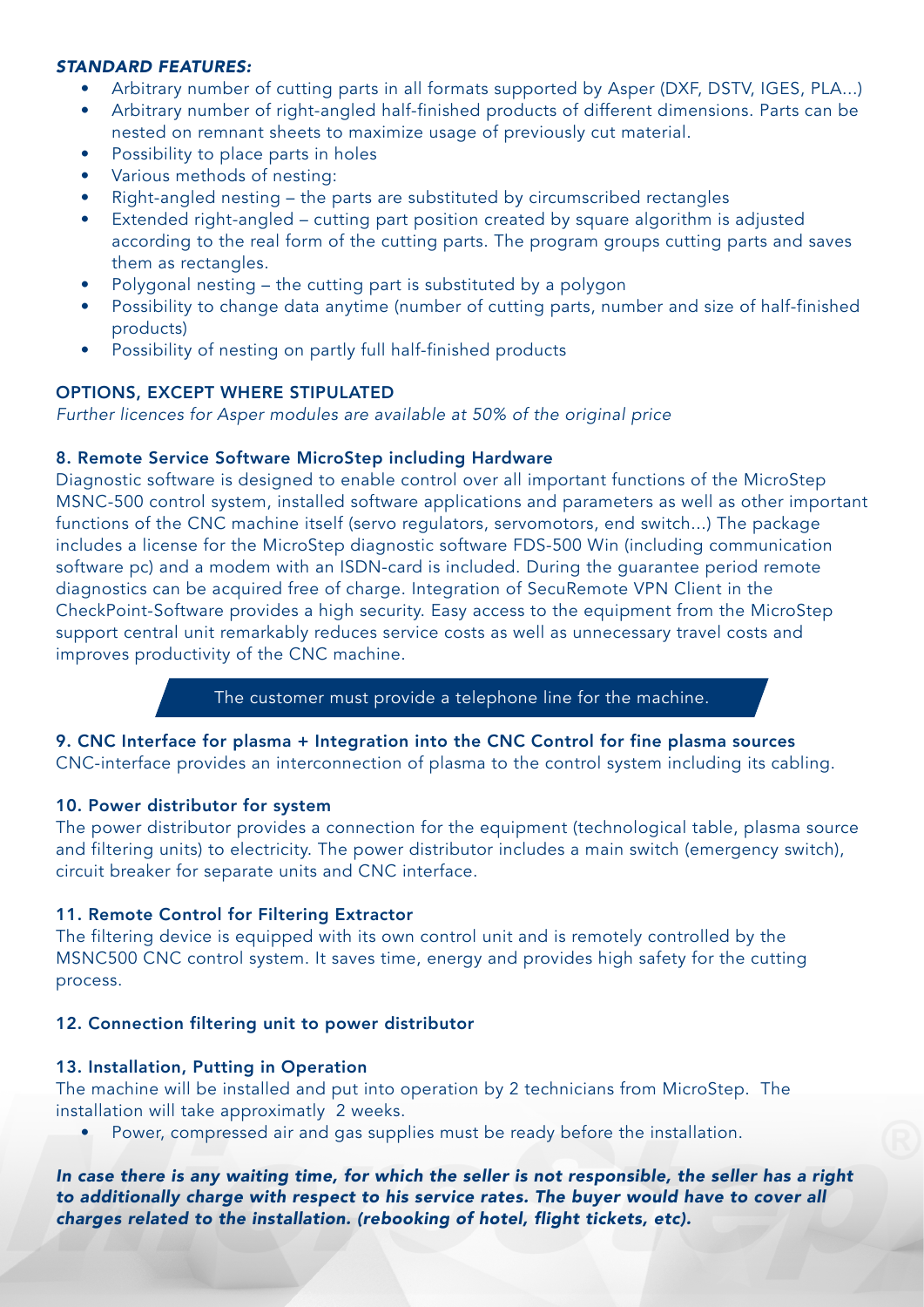***STANDARD FEATURES:***

- Arbitrary number of cutting parts in all formats supported by Asper (DXF, DSTV, IGES, PLA...)
- Arbitrary number of right-angled half-finished products of different dimensions. Parts can be nested on remnant sheets to maximize usage of previously cut material.
- Possibility to place parts in holes
- Various methods of nesting:
- Right-angled nesting – the parts are substituted by circumscribed rectangles
- Extended right-angled – cutting part position created by square algorithm is adjusted according to the real form of the cutting parts. The program groups cutting parts and saves them as rectangles.
- Polygonal nesting – the cutting part is substituted by a polygon
- Possibility to change data anytime (number of cutting parts, number and size of half-finished products)
- Possibility of nesting on partly full half-finished products

## OPTIONS, EXCEPT WHERE STIPULATED

*Further licences for Asper modules are available at 50% of the original price*

### 8. Remote Service Software MicroStep including Hardware

Diagnostic software is designed to enable control over all important functions of the MicroStep MSNC-500 control system, installed software applications and parameters as well as other important functions of the CNC machine itself (servo regulators, servomotors, end switch...) The package includes a license for the MicroStep diagnostic software FDS-500 Win (including communication software pc) and a modem with an ISDN-card is included. During the guarantee period remote diagnostics can be acquired free of charge. Integration of SecuRemote VPN Client in the CheckPoint-Software provides a high security. Easy access to the equipment from the MicroStep support central unit remarkably reduces service costs as well as unnecessary travel costs and improves productivity of the CNC machine.

The customer must provide a telephone line for the machine.

### 9. CNC Interface for plasma + Integration into the CNC Control for fine plasma sources

CNC-interface provides an interconnection of plasma to the control system including its cabling.

### 10. Power distributor for system

The power distributor provides a connection for the equipment (technological table, plasma source and filtering units) to electricity. The power distributor includes a main switch (emergency switch), circuit breaker for separate units and CNC interface.

### 11. Remote Control for Filtering Extractor

The filtering device is equipped with its own control unit and is remotely controlled by the MSNC500 CNC control system. It saves time, energy and provides high safety for the cutting process.

### 12. Connection filtering unit to power distributor

### 13. Installation, Putting in Operation

The machine will be installed and put into operation by 2 technicians from MicroStep. The installation will take approximatly 2 weeks.

- Power, compressed air and gas supplies must be ready before the installation.

***In case there is any waiting time, for which the seller is not responsible, the seller has a right to additionally charge with respect to his service rates. The buyer would have to cover all charges related to the installation. (rebooking of hotel, flight tickets, etc).***